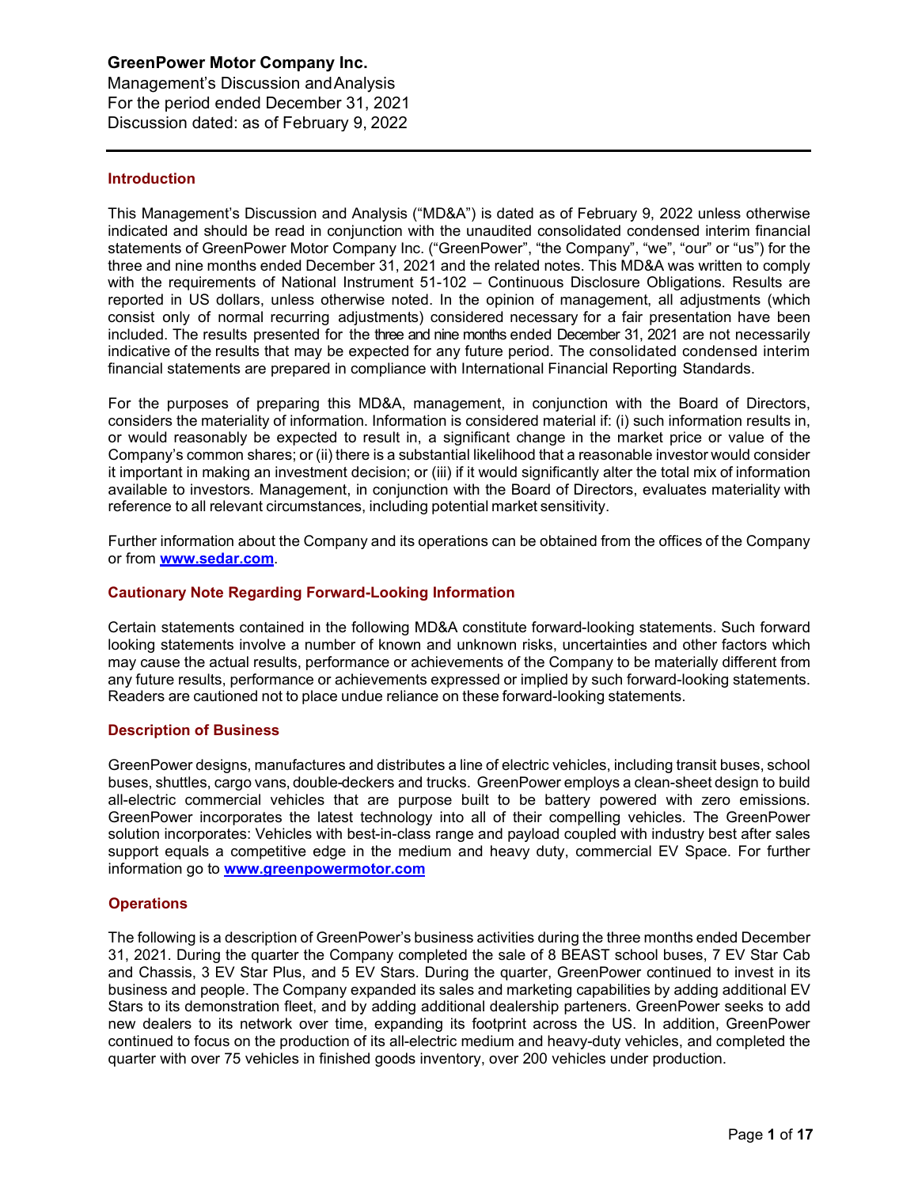**GreenPower Motor Company Inc.**
Management's Discussion and Analysis
For the period ended December 31, 2021
Discussion dated: as of February 9, 2022

## Introduction

This Management's Discussion and Analysis ("MD&A") is dated as of February 9, 2022 unless otherwise indicated and should be read in conjunction with the unaudited consolidated condensed interim financial statements of GreenPower Motor Company Inc. ("GreenPower", "the Company", "we", "our" or "us") for the three and nine months ended December 31, 2021 and the related notes. This MD&A was written to comply with the requirements of National Instrument 51-102 – Continuous Disclosure Obligations. Results are reported in US dollars, unless otherwise noted. In the opinion of management, all adjustments (which consist only of normal recurring adjustments) considered necessary for a fair presentation have been included. The results presented for the three and nine months ended December 31, 2021 are not necessarily indicative of the results that may be expected for any future period. The consolidated condensed interim financial statements are prepared in compliance with International Financial Reporting Standards.

For the purposes of preparing this MD&A, management, in conjunction with the Board of Directors, considers the materiality of information. Information is considered material if: (i) such information results in, or would reasonably be expected to result in, a significant change in the market price or value of the Company's common shares; or (ii) there is a substantial likelihood that a reasonable investor would consider it important in making an investment decision; or (iii) if it would significantly alter the total mix of information available to investors. Management, in conjunction with the Board of Directors, evaluates materiality with reference to all relevant circumstances, including potential market sensitivity.

Further information about the Company and its operations can be obtained from the offices of the Company or from **[www.sedar.com](www.sedar.com)**.

## Cautionary Note Regarding Forward-Looking Information

Certain statements contained in the following MD&A constitute forward-looking statements. Such forward looking statements involve a number of known and unknown risks, uncertainties and other factors which may cause the actual results, performance or achievements of the Company to be materially different from any future results, performance or achievements expressed or implied by such forward-looking statements. Readers are cautioned not to place undue reliance on these forward-looking statements.

## Description of Business

GreenPower designs, manufactures and distributes a line of electric vehicles, including transit buses, school buses, shuttles, cargo vans, double-deckers and trucks. GreenPower employs a clean-sheet design to build all-electric commercial vehicles that are purpose built to be battery powered with zero emissions. GreenPower incorporates the latest technology into all of their compelling vehicles. The GreenPower solution incorporates: Vehicles with best-in-class range and payload coupled with industry best after sales support equals a competitive edge in the medium and heavy duty, commercial EV Space. For further information go to **[www.greenpowermotor.com](www.greenpowermotor.com)**

## Operations

The following is a description of GreenPower's business activities during the three months ended December 31, 2021. During the quarter the Company completed the sale of 8 BEAST school buses, 7 EV Star Cab and Chassis, 3 EV Star Plus, and 5 EV Stars. During the quarter, GreenPower continued to invest in its business and people. The Company expanded its sales and marketing capabilities by adding additional EV Stars to its demonstration fleet, and by adding additional dealership parteners. GreenPower seeks to add new dealers to its network over time, expanding its footprint across the US. In addition, GreenPower continued to focus on the production of its all-electric medium and heavy-duty vehicles, and completed the quarter with over 75 vehicles in finished goods inventory, over 200 vehicles under production.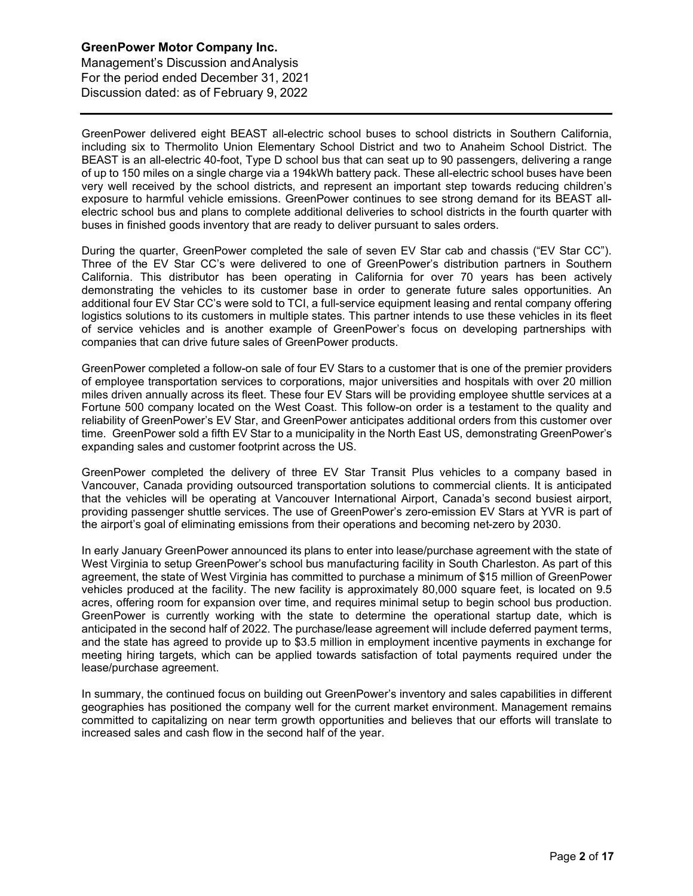GreenPower delivered eight BEAST all-electric school buses to school districts in Southern California, including six to Thermolito Union Elementary School District and two to Anaheim School District. The BEAST is an all-electric 40-foot, Type D school bus that can seat up to 90 passengers, delivering a range of up to 150 miles on a single charge via a 194kWh battery pack. These all-electric school buses have been very well received by the school districts, and represent an important step towards reducing children's exposure to harmful vehicle emissions. GreenPower continues to see strong demand for its BEAST all-electric school bus and plans to complete additional deliveries to school districts in the fourth quarter with buses in finished goods inventory that are ready to deliver pursuant to sales orders.

During the quarter, GreenPower completed the sale of seven EV Star cab and chassis ("EV Star CC"). Three of the EV Star CC's were delivered to one of GreenPower's distribution partners in Southern California. This distributor has been operating in California for over 70 years has been actively demonstrating the vehicles to its customer base in order to generate future sales opportunities. An additional four EV Star CC's were sold to TCI, a full-service equipment leasing and rental company offering logistics solutions to its customers in multiple states. This partner intends to use these vehicles in its fleet of service vehicles and is another example of GreenPower's focus on developing partnerships with companies that can drive future sales of GreenPower products.

GreenPower completed a follow-on sale of four EV Stars to a customer that is one of the premier providers of employee transportation services to corporations, major universities and hospitals with over 20 million miles driven annually across its fleet. These four EV Stars will be providing employee shuttle services at a Fortune 500 company located on the West Coast. This follow-on order is a testament to the quality and reliability of GreenPower's EV Star, and GreenPower anticipates additional orders from this customer over time. GreenPower sold a fifth EV Star to a municipality in the North East US, demonstrating GreenPower's expanding sales and customer footprint across the US.

GreenPower completed the delivery of three EV Star Transit Plus vehicles to a company based in Vancouver, Canada providing outsourced transportation solutions to commercial clients. It is anticipated that the vehicles will be operating at Vancouver International Airport, Canada's second busiest airport, providing passenger shuttle services. The use of GreenPower's zero-emission EV Stars at YVR is part of the airport's goal of eliminating emissions from their operations and becoming net-zero by 2030.

In early January GreenPower announced its plans to enter into lease/purchase agreement with the state of West Virginia to setup GreenPower's school bus manufacturing facility in South Charleston. As part of this agreement, the state of West Virginia has committed to purchase a minimum of $15 million of GreenPower vehicles produced at the facility. The new facility is approximately 80,000 square feet, is located on 9.5 acres, offering room for expansion over time, and requires minimal setup to begin school bus production. GreenPower is currently working with the state to determine the operational startup date, which is anticipated in the second half of 2022. The purchase/lease agreement will include deferred payment terms, and the state has agreed to provide up to $3.5 million in employment incentive payments in exchange for meeting hiring targets, which can be applied towards satisfaction of total payments required under the lease/purchase agreement.

In summary, the continued focus on building out GreenPower's inventory and sales capabilities in different geographies has positioned the company well for the current market environment. Management remains committed to capitalizing on near term growth opportunities and believes that our efforts will translate to increased sales and cash flow in the second half of the year.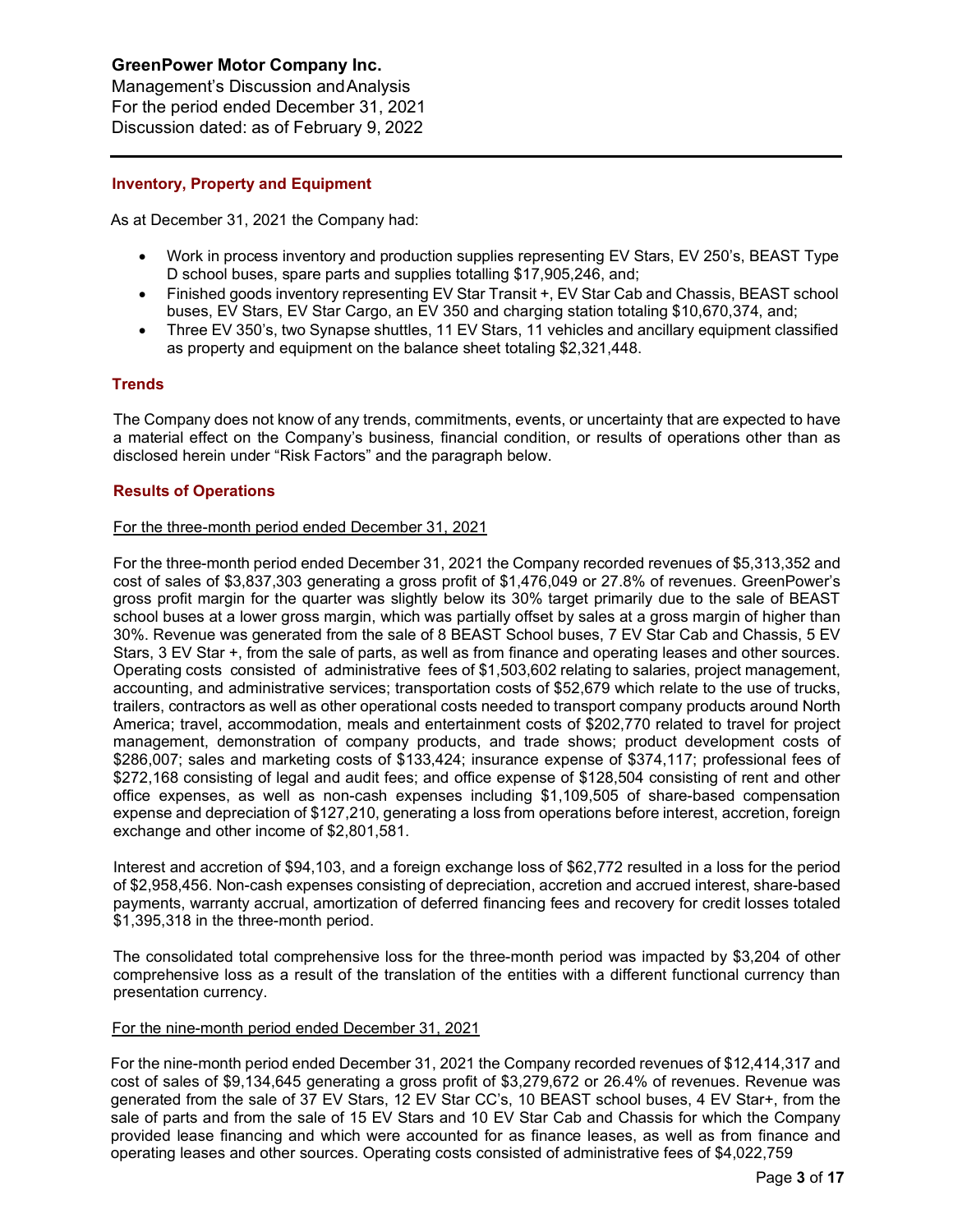## Inventory, Property and Equipment

As at December 31, 2021 the Company had:

- Work in process inventory and production supplies representing EV Stars, EV 250's, BEAST Type D school buses, spare parts and supplies totalling $17,905,246, and;
- Finished goods inventory representing EV Star Transit +, EV Star Cab and Chassis, BEAST school buses, EV Stars, EV Star Cargo, an EV 350 and charging station totaling $10,670,374, and;
- Three EV 350's, two Synapse shuttles, 11 EV Stars, 11 vehicles and ancillary equipment classified as property and equipment on the balance sheet totaling $2,321,448.

## Trends

The Company does not know of any trends, commitments, events, or uncertainty that are expected to have a material effect on the Company's business, financial condition, or results of operations other than as disclosed herein under "Risk Factors" and the paragraph below.

## Results of Operations

For the three-month period ended December 31, 2021

For the three-month period ended December 31, 2021 the Company recorded revenues of $5,313,352 and cost of sales of $3,837,303 generating a gross profit of $1,476,049 or 27.8% of revenues. GreenPower's gross profit margin for the quarter was slightly below its 30% target primarily due to the sale of BEAST school buses at a lower gross margin, which was partially offset by sales at a gross margin of higher than 30%. Revenue was generated from the sale of 8 BEAST School buses, 7 EV Star Cab and Chassis, 5 EV Stars, 3 EV Star +, from the sale of parts, as well as from finance and operating leases and other sources. Operating costs consisted of administrative fees of $1,503,602 relating to salaries, project management, accounting, and administrative services; transportation costs of $52,679 which relate to the use of trucks, trailers, contractors as well as other operational costs needed to transport company products around North America; travel, accommodation, meals and entertainment costs of $202,770 related to travel for project management, demonstration of company products, and trade shows; product development costs of $286,007; sales and marketing costs of $133,424; insurance expense of $374,117; professional fees of $272,168 consisting of legal and audit fees; and office expense of $128,504 consisting of rent and other office expenses, as well as non-cash expenses including $1,109,505 of share-based compensation expense and depreciation of $127,210, generating a loss from operations before interest, accretion, foreign exchange and other income of $2,801,581.

Interest and accretion of $94,103, and a foreign exchange loss of $62,772 resulted in a loss for the period of $2,958,456. Non-cash expenses consisting of depreciation, accretion and accrued interest, share-based payments, warranty accrual, amortization of deferred financing fees and recovery for credit losses totaled $1,395,318 in the three-month period.

The consolidated total comprehensive loss for the three-month period was impacted by $3,204 of other comprehensive loss as a result of the translation of the entities with a different functional currency than presentation currency.

For the nine-month period ended December 31, 2021

For the nine-month period ended December 31, 2021 the Company recorded revenues of $12,414,317 and cost of sales of $9,134,645 generating a gross profit of $3,279,672 or 26.4% of revenues. Revenue was generated from the sale of 37 EV Stars, 12 EV Star CC's, 10 BEAST school buses, 4 EV Star+, from the sale of parts and from the sale of 15 EV Stars and 10 EV Star Cab and Chassis for which the Company provided lease financing and which were accounted for as finance leases, as well as from finance and operating leases and other sources. Operating costs consisted of administrative fees of $4,022,759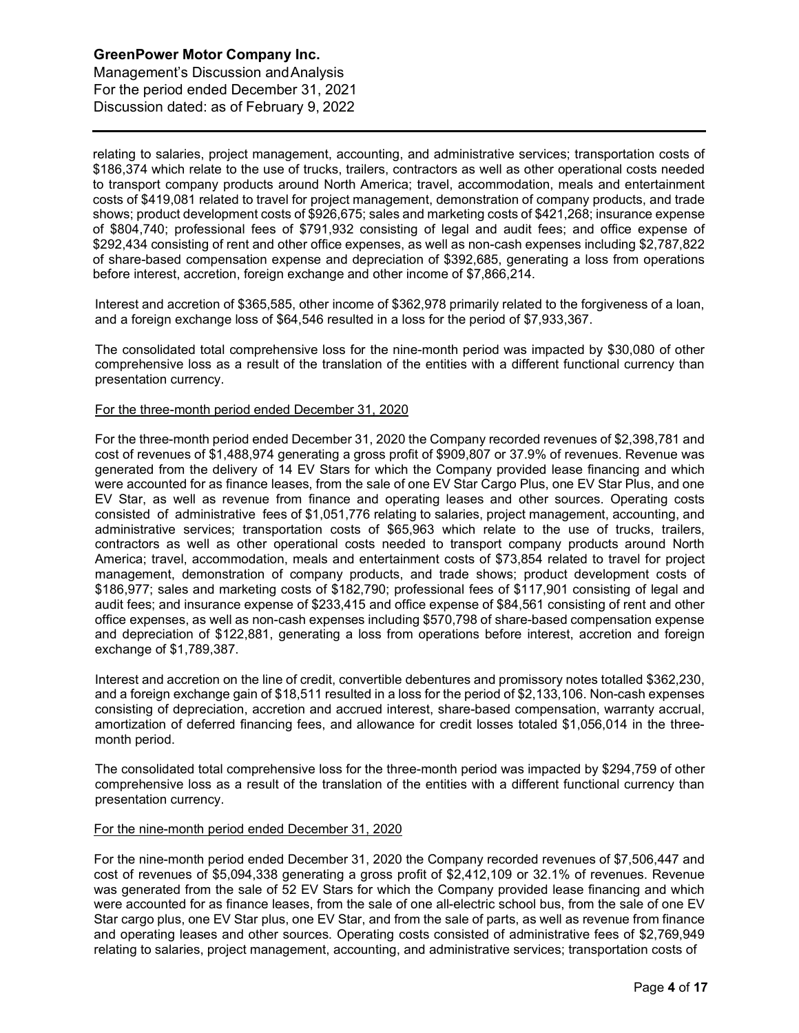relating to salaries, project management, accounting, and administrative services; transportation costs of \$186,374 which relate to the use of trucks, trailers, contractors as well as other operational costs needed to transport company products around North America; travel, accommodation, meals and entertainment costs of \$419,081 related to travel for project management, demonstration of company products, and trade shows; product development costs of \$926,675; sales and marketing costs of \$421,268; insurance expense of \$804,740; professional fees of \$791,932 consisting of legal and audit fees; and office expense of \$292,434 consisting of rent and other office expenses, as well as non-cash expenses including \$2,787,822 of share-based compensation expense and depreciation of \$392,685, generating a loss from operations before interest, accretion, foreign exchange and other income of \$7,866,214.

Interest and accretion of \$365,585, other income of \$362,978 primarily related to the forgiveness of a loan, and a foreign exchange loss of \$64,546 resulted in a loss for the period of \$7,933,367.

The consolidated total comprehensive loss for the nine-month period was impacted by \$30,080 of other comprehensive loss as a result of the translation of the entities with a different functional currency than presentation currency.

For the three-month period ended December 31, 2020

For the three-month period ended December 31, 2020 the Company recorded revenues of \$2,398,781 and cost of revenues of \$1,488,974 generating a gross profit of \$909,807 or 37.9% of revenues. Revenue was generated from the delivery of 14 EV Stars for which the Company provided lease financing and which were accounted for as finance leases, from the sale of one EV Star Cargo Plus, one EV Star Plus, and one EV Star, as well as revenue from finance and operating leases and other sources. Operating costs consisted of administrative fees of \$1,051,776 relating to salaries, project management, accounting, and administrative services; transportation costs of \$65,963 which relate to the use of trucks, trailers, contractors as well as other operational costs needed to transport company products around North America; travel, accommodation, meals and entertainment costs of \$73,854 related to travel for project management, demonstration of company products, and trade shows; product development costs of \$186,977; sales and marketing costs of \$182,790; professional fees of \$117,901 consisting of legal and audit fees; and insurance expense of \$233,415 and office expense of \$84,561 consisting of rent and other office expenses, as well as non-cash expenses including \$570,798 of share-based compensation expense and depreciation of \$122,881, generating a loss from operations before interest, accretion and foreign exchange of \$1,789,387.

Interest and accretion on the line of credit, convertible debentures and promissory notes totalled \$362,230, and a foreign exchange gain of \$18,511 resulted in a loss for the period of \$2,133,106. Non-cash expenses consisting of depreciation, accretion and accrued interest, share-based compensation, warranty accrual, amortization of deferred financing fees, and allowance for credit losses totaled \$1,056,014 in the three-month period.

The consolidated total comprehensive loss for the three-month period was impacted by \$294,759 of other comprehensive loss as a result of the translation of the entities with a different functional currency than presentation currency.

For the nine-month period ended December 31, 2020

For the nine-month period ended December 31, 2020 the Company recorded revenues of \$7,506,447 and cost of revenues of \$5,094,338 generating a gross profit of \$2,412,109 or 32.1% of revenues. Revenue was generated from the sale of 52 EV Stars for which the Company provided lease financing and which were accounted for as finance leases, from the sale of one all-electric school bus, from the sale of one EV Star cargo plus, one EV Star plus, one EV Star, and from the sale of parts, as well as revenue from finance and operating leases and other sources. Operating costs consisted of administrative fees of \$2,769,949 relating to salaries, project management, accounting, and administrative services; transportation costs of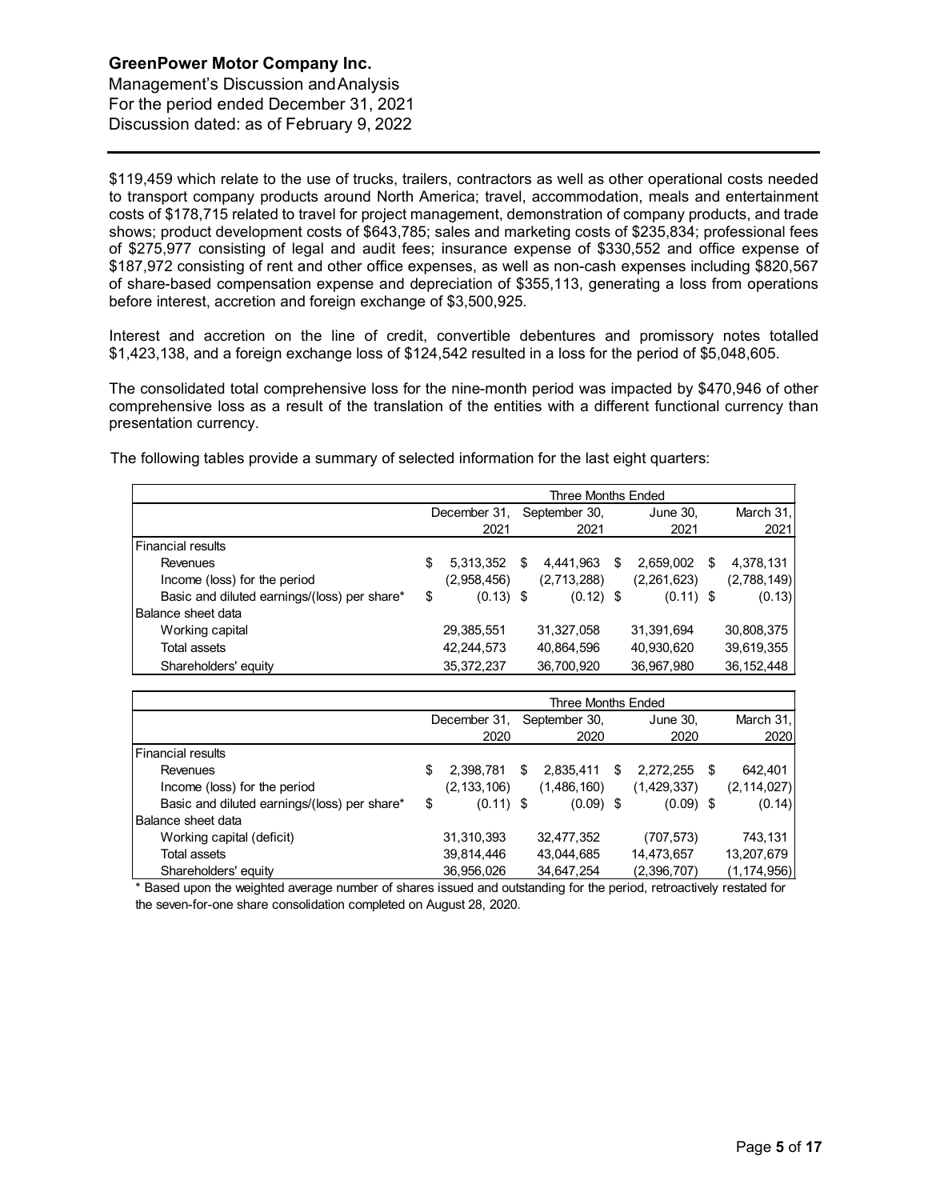$119,459 which relate to the use of trucks, trailers, contractors as well as other operational costs needed to transport company products around North America; travel, accommodation, meals and entertainment costs of $178,715 related to travel for project management, demonstration of company products, and trade shows; product development costs of $643,785; sales and marketing costs of $235,834; professional fees of $275,977 consisting of legal and audit fees; insurance expense of $330,552 and office expense of $187,972 consisting of rent and other office expenses, as well as non-cash expenses including $820,567 of share-based compensation expense and depreciation of $355,113, generating a loss from operations before interest, accretion and foreign exchange of $3,500,925.

Interest and accretion on the line of credit, convertible debentures and promissory notes totalled $1,423,138, and a foreign exchange loss of $124,542 resulted in a loss for the period of $5,048,605.

The consolidated total comprehensive loss for the nine-month period was impacted by $470,946 of other comprehensive loss as a result of the translation of the entities with a different functional currency than presentation currency.

The following tables provide a summary of selected information for the last eight quarters:

| | Three Months Ended | | | |
|---|---|---|---|---|
| | December 31, 2021 | September 30, 2021 | June 30, 2021 | March 31, 2021 |
| Financial results | | | | |
| Revenues | $ 5,313,352 | $ 4,441,963 | $ 2,659,002 | $ 4,378,131 |
| Income (loss) for the period | (2,958,456) | (2,713,288) | (2,261,623) | (2,788,149) |
| Basic and diluted earnings/(loss) per share* | $ (0.13) | $ (0.12) | $ (0.11) | $ (0.13) |
| Balance sheet data | | | | |
| Working capital | 29,385,551 | 31,327,058 | 31,391,694 | 30,808,375 |
| Total assets | 42,244,573 | 40,864,596 | 40,930,620 | 39,619,355 |
| Shareholders' equity | 35,372,237 | 36,700,920 | 36,967,980 | 36,152,448 |

| | Three Months Ended | | | |
|---|---|---|---|---|
| | December 31, 2020 | September 30, 2020 | June 30, 2020 | March 31, 2020 |
| Financial results | | | | |
| Revenues | $ 2,398,781 | $ 2,835,411 | $ 2,272,255 | $ 642,401 |
| Income (loss) for the period | (2,133,106) | (1,486,160) | (1,429,337) | (2,114,027) |
| Basic and diluted earnings/(loss) per share* | $ (0.11) | $ (0.09) | $ (0.09) | $ (0.14) |
| Balance sheet data | | | | |
| Working capital (deficit) | 31,310,393 | 32,477,352 | (707,573) | 743,131 |
| Total assets | 39,814,446 | 43,044,685 | 14,473,657 | 13,207,679 |
| Shareholders' equity | 36,956,026 | 34,647,254 | (2,396,707) | (1,174,956) |

* Based upon the weighted average number of shares issued and outstanding for the period, retroactively restated for the seven-for-one share consolidation completed on August 28, 2020.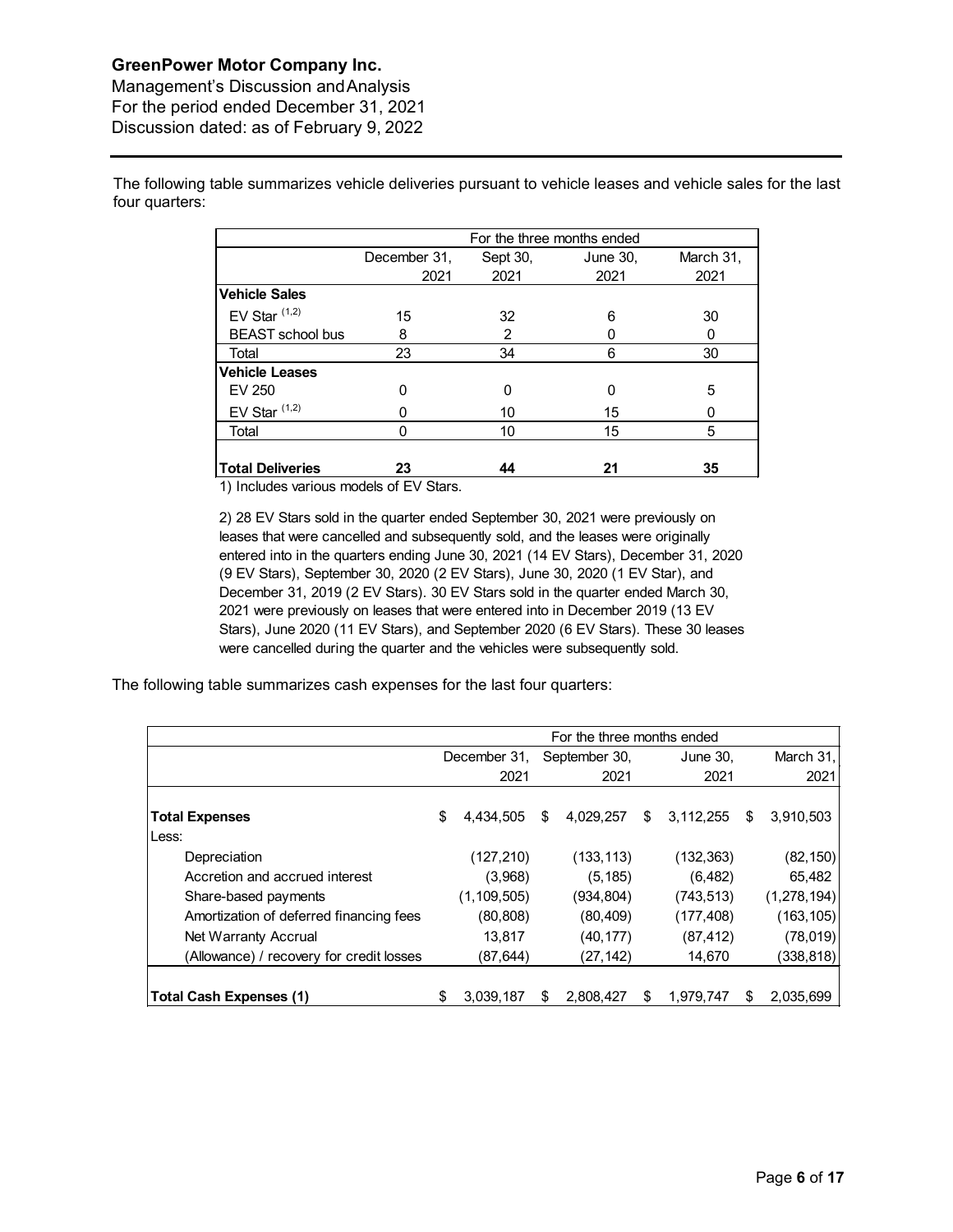The following table summarizes vehicle deliveries pursuant to vehicle leases and vehicle sales for the last four quarters:

| | For the three months ended | | | |
|---|---|---|---|---|
| | December 31, 2021 | Sept 30, 2021 | June 30, 2021 | March 31, 2021 |
| **Vehicle Sales** | | | | |
| EV Star [1,2] | 15 | 32 | 6 | 30 |
| BEAST school bus | 8 | 2 | 0 | 0 |
| Total | 23 | 34 | 6 | 30 |
| **Vehicle Leases** | | | | |
| EV 250 | 0 | 0 | 0 | 5 |
| EV Star [1,2] | 0 | 10 | 15 | 0 |
| Total | 0 | 10 | 15 | 5 |
| **Total Deliveries** | **23** | **44** | **21** | **35** |

1) Includes various models of EV Stars.

2) 28 EV Stars sold in the quarter ended September 30, 2021 were previously on leases that were cancelled and subsequently sold, and the leases were originally entered into in the quarters ending June 30, 2021 (14 EV Stars), December 31, 2020 (9 EV Stars), September 30, 2020 (2 EV Stars), June 30, 2020 (1 EV Star), and December 31, 2019 (2 EV Stars). 30 EV Stars sold in the quarter ended March 30, 2021 were previously on leases that were entered into in December 2019 (13 EV Stars), June 2020 (11 EV Stars), and September 2020 (6 EV Stars). These 30 leases were cancelled during the quarter and the vehicles were subsequently sold.

The following table summarizes cash expenses for the last four quarters:

| | For the three months ended | | | |
|---|---|---|---|---|
| | December 31, 2021 | September 30, 2021 | June 30, 2021 | March 31, 2021 |
| **Total Expenses** | $ 4,434,505 | $ 4,029,257 | $ 3,112,255 | $ 3,910,503 |
| Less: | | | | |
| Depreciation | (127,210) | (133,113) | (132,363) | (82,150) |
| Accretion and accrued interest | (3,968) | (5,185) | (6,482) | 65,482 |
| Share-based payments | (1,109,505) | (934,804) | (743,513) | (1,278,194) |
| Amortization of deferred financing fees | (80,808) | (80,409) | (177,408) | (163,105) |
| Net Warranty Accrual | 13,817 | (40,177) | (87,412) | (78,019) |
| (Allowance) / recovery for credit losses | (87,644) | (27,142) | 14,670 | (338,818) |
| **Total Cash Expenses (1)** | $ 3,039,187 | $ 2,808,427 | $ 1,979,747 | $ 2,035,699 |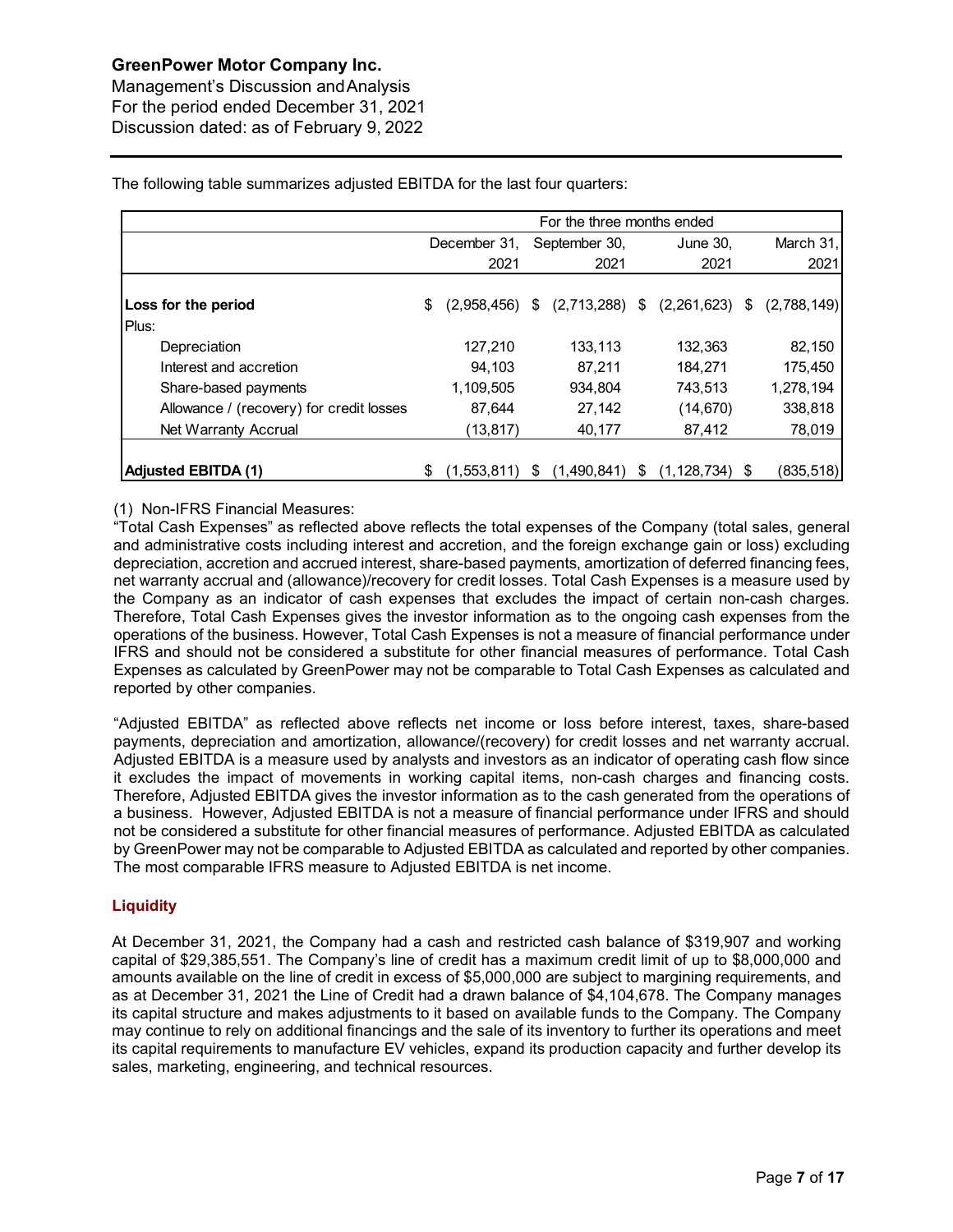The following table summarizes adjusted EBITDA for the last four quarters:

| | For the three months ended | | | |
|---|---|---|---|---|
| | December 31, 2021 | September 30, 2021 | June 30, 2021 | March 31, 2021 |
| **Loss for the period** | $ (2,958,456) | $ (2,713,288) | $ (2,261,623) | $ (2,788,149) |
| Plus: | | | | |
| Depreciation | 127,210 | 133,113 | 132,363 | 82,150 |
| Interest and accretion | 94,103 | 87,211 | 184,271 | 175,450 |
| Share-based payments | 1,109,505 | 934,804 | 743,513 | 1,278,194 |
| Allowance / (recovery) for credit losses | 87,644 | 27,142 | (14,670) | 338,818 |
| Net Warranty Accrual | (13,817) | 40,177 | 87,412 | 78,019 |
| **Adjusted EBITDA (1)** | $ (1,553,811) | $ (1,490,841) | $ (1,128,734) | $ (835,518) |

(1) Non-IFRS Financial Measures:
"Total Cash Expenses" as reflected above reflects the total expenses of the Company (total sales, general and administrative costs including interest and accretion, and the foreign exchange gain or loss) excluding depreciation, accretion and accrued interest, share-based payments, amortization of deferred financing fees, net warranty accrual and (allowance)/recovery for credit losses. Total Cash Expenses is a measure used by the Company as an indicator of cash expenses that excludes the impact of certain non-cash charges. Therefore, Total Cash Expenses gives the investor information as to the ongoing cash expenses from the operations of the business. However, Total Cash Expenses is not a measure of financial performance under IFRS and should not be considered a substitute for other financial measures of performance. Total Cash Expenses as calculated by GreenPower may not be comparable to Total Cash Expenses as calculated and reported by other companies.

"Adjusted EBITDA" as reflected above reflects net income or loss before interest, taxes, share-based payments, depreciation and amortization, allowance/(recovery) for credit losses and net warranty accrual. Adjusted EBITDA is a measure used by analysts and investors as an indicator of operating cash flow since it excludes the impact of movements in working capital items, non-cash charges and financing costs. Therefore, Adjusted EBITDA gives the investor information as to the cash generated from the operations of a business. However, Adjusted EBITDA is not a measure of financial performance under IFRS and should not be considered a substitute for other financial measures of performance. Adjusted EBITDA as calculated by GreenPower may not be comparable to Adjusted EBITDA as calculated and reported by other companies. The most comparable IFRS measure to Adjusted EBITDA is net income.

## Liquidity

At December 31, 2021, the Company had a cash and restricted cash balance of $319,907 and working capital of $29,385,551. The Company's line of credit has a maximum credit limit of up to $8,000,000 and amounts available on the line of credit in excess of $5,000,000 are subject to margining requirements, and as at December 31, 2021 the Line of Credit had a drawn balance of $4,104,678. The Company manages its capital structure and makes adjustments to it based on available funds to the Company. The Company may continue to rely on additional financings and the sale of its inventory to further its operations and meet its capital requirements to manufacture EV vehicles, expand its production capacity and further develop its sales, marketing, engineering, and technical resources.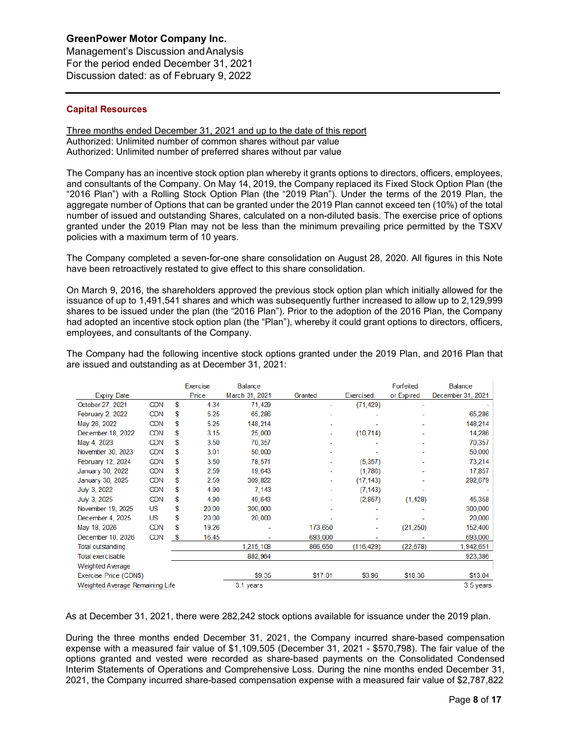GreenPower Motor Company Inc.
Management's Discussion and Analysis
For the period ended December 31, 2021
Discussion dated: as of February 9, 2022

## Capital Resources

Three months ended December 31, 2021 and up to the date of this report
Authorized: Unlimited number of common shares without par value
Authorized: Unlimited number of preferred shares without par value

The Company has an incentive stock option plan whereby it grants options to directors, officers, employees, and consultants of the Company. On May 14, 2019, the Company replaced its Fixed Stock Option Plan (the "2016 Plan") with a Rolling Stock Option Plan (the "2019 Plan"). Under the terms of the 2019 Plan, the aggregate number of Options that can be granted under the 2019 Plan cannot exceed ten (10%) of the total number of issued and outstanding Shares, calculated on a non-diluted basis. The exercise price of options granted under the 2019 Plan may not be less than the minimum prevailing price permitted by the TSXV policies with a maximum term of 10 years.

The Company completed a seven-for-one share consolidation on August 28, 2020. All figures in this Note have been retroactively restated to give effect to this share consolidation.

On March 9, 2016, the shareholders approved the previous stock option plan which initially allowed for the issuance of up to 1,491,541 shares and which was subsequently further increased to allow up to 2,129,999 shares to be issued under the plan (the "2016 Plan"). Prior to the adoption of the 2016 Plan, the Company had adopted an incentive stock option plan (the "Plan"), whereby it could grant options to directors, officers, employees, and consultants of the Company.

The Company had the following incentive stock options granted under the 2019 Plan, and 2016 Plan that are issued and outstanding as at December 31, 2021:

| Expiry Date | | Exercise Price | Balance March 31, 2021 | Granted | Exercised | Forfeited or Expired | Balance December 31, 2021 |
|---|---|---|---|---|---|---|---|
| October 27, 2021 | CDN | $ 4.34 | 71,429 | - | (71,429) | - | - |
| February 2, 2022 | CDN | $ 5.25 | 65,286 | - | - | - | 65,286 |
| May 26, 2022 | CDN | $ 5.25 | 148,214 | - | - | - | 148,214 |
| December 18, 2022 | CDN | $ 3.15 | 25,000 | - | (10,714) | - | 14,286 |
| May 4, 2023 | CDN | $ 3.50 | 70,357 | - | - | - | 70,357 |
| November 30, 2023 | CDN | $ 3.01 | 50,000 | - | - | - | 50,000 |
| February 12, 2024 | CDN | $ 3.50 | 78,571 | - | (5,357) | - | 73,214 |
| January 30, 2022 | CDN | $ 2.59 | 19,643 | - | (1,786) | - | 17,857 |
| January 30, 2025 | CDN | $ 2.59 | 309,822 | - | (17,143) | - | 292,679 |
| July 3, 2022 | CDN | $ 4.90 | 7,143 | - | (7,143) | - | - |
| July 3, 2025 | CDN | $ 4.90 | 49,643 | - | (2,857) | (1,428) | 45,358 |
| November 19, 2025 | US | $ 20.00 | 300,000 | - | - | - | 300,000 |
| December 4, 2025 | US | $ 20.00 | 20,000 | - | - | - | 20,000 |
| May 18, 2026 | CDN | $ 19.26 | - | 173,650 | - | (21,250) | 152,400 |
| December 10, 2026 | CDN | $ 16.45 | - | 693,000 | - | - | 693,000 |
| Total outstanding | | | 1,215,108 | 866,650 | (116,429) | (22,678) | 1,942,651 |
| Total exercisable | | | 882,964 | | | | 923,386 |
| Weighted Average Exercise Price (CDN$) | | | $9.35 | $17.01 | $3.96 | $18.36 | $13.04 |
| Weighted Average Remaining Life | | | 3.1 years | | | | 3.5 years |

As at December 31, 2021, there were 282,242 stock options available for issuance under the 2019 plan.

During the three months ended December 31, 2021, the Company incurred share-based compensation expense with a measured fair value of $1,109,505 (December 31, 2021 - $570,798). The fair value of the options granted and vested were recorded as share-based payments on the Consolidated Condensed Interim Statements of Operations and Comprehensive Loss. During the nine months ended December 31, 2021, the Company incurred share-based compensation expense with a measured fair value of $2,787,822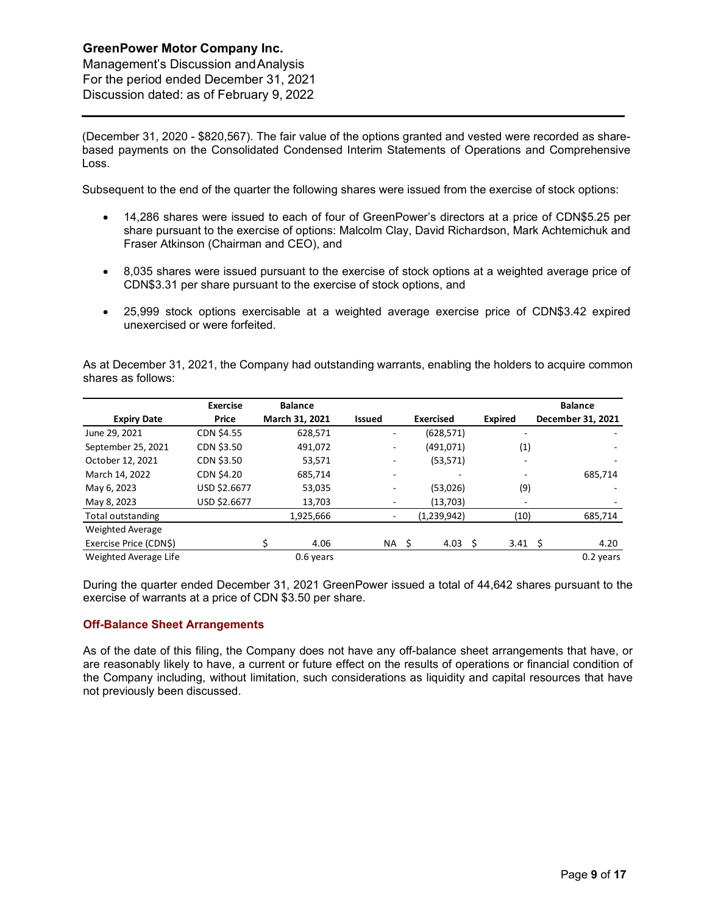(December 31, 2020 - $820,567). The fair value of the options granted and vested were recorded as share-based payments on the Consolidated Condensed Interim Statements of Operations and Comprehensive Loss.

Subsequent to the end of the quarter the following shares were issued from the exercise of stock options:

- 14,286 shares were issued to each of four of GreenPower's directors at a price of CDN$5.25 per share pursuant to the exercise of options: Malcolm Clay, David Richardson, Mark Achtemichuk and Fraser Atkinson (Chairman and CEO), and
- 8,035 shares were issued pursuant to the exercise of stock options at a weighted average price of CDN$3.31 per share pursuant to the exercise of stock options, and
- 25,999 stock options exercisable at a weighted average exercise price of CDN$3.42 expired unexercised or were forfeited.

As at December 31, 2021, the Company had outstanding warrants, enabling the holders to acquire common shares as follows:

| Expiry Date | Exercise Price | Balance March 31, 2021 | Issued | Exercised | Expired | Balance December 31, 2021 |
|---|---|---|---|---|---|---|
| June 29, 2021 | CDN $4.55 | 628,571 | - | (628,571) | - | - |
| September 25, 2021 | CDN $3.50 | 491,072 | - | (491,071) | (1) | - |
| October 12, 2021 | CDN $3.50 | 53,571 | - | (53,571) | - | - |
| March 14, 2022 | CDN $4.20 | 685,714 | - | - | - | 685,714 |
| May 6, 2023 | USD $2.6677 | 53,035 | - | (53,026) | (9) | - |
| May 8, 2023 | USD $2.6677 | 13,703 | - | (13,703) | - | - |
| Total outstanding | | 1,925,666 | - | (1,239,942) | (10) | 685,714 |
| Weighted Average Exercise Price (CDN$) | | $ 4.06 | NA | $ 4.03 | $ 3.41 | $ 4.20 |
| Weighted Average Life | | 0.6 years | | | | 0.2 years |

During the quarter ended December 31, 2021 GreenPower issued a total of 44,642 shares pursuant to the exercise of warrants at a price of CDN $3.50 per share.

## Off-Balance Sheet Arrangements

As of the date of this filing, the Company does not have any off-balance sheet arrangements that have, or are reasonably likely to have, a current or future effect on the results of operations or financial condition of the Company including, without limitation, such considerations as liquidity and capital resources that have not previously been discussed.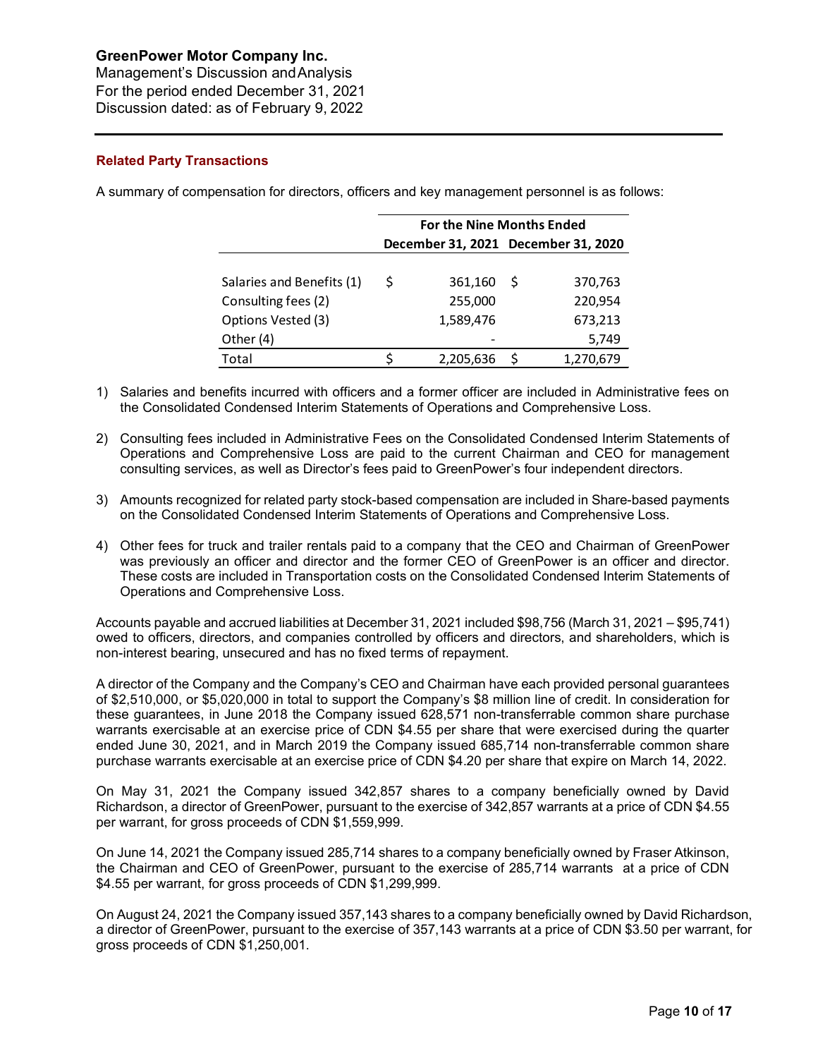### Related Party Transactions

A summary of compensation for directors, officers and key management personnel is as follows:

| | For the Nine Months Ended | |
|---|---|---|
| | December 31, 2021 | December 31, 2020 |
| Salaries and Benefits (1) | $ 361,160 | $ 370,763 |
| Consulting fees (2) | 255,000 | 220,954 |
| Options Vested (3) | 1,589,476 | 673,213 |
| Other (4) | - | 5,749 |
| Total | $ 2,205,636 | $ 1,270,679 |

1) Salaries and benefits incurred with officers and a former officer are included in Administrative fees on the Consolidated Condensed Interim Statements of Operations and Comprehensive Loss.

2) Consulting fees included in Administrative Fees on the Consolidated Condensed Interim Statements of Operations and Comprehensive Loss are paid to the current Chairman and CEO for management consulting services, as well as Director's fees paid to GreenPower's four independent directors.

3) Amounts recognized for related party stock-based compensation are included in Share-based payments on the Consolidated Condensed Interim Statements of Operations and Comprehensive Loss.

4) Other fees for truck and trailer rentals paid to a company that the CEO and Chairman of GreenPower was previously an officer and director and the former CEO of GreenPower is an officer and director. These costs are included in Transportation costs on the Consolidated Condensed Interim Statements of Operations and Comprehensive Loss.

Accounts payable and accrued liabilities at December 31, 2021 included $98,756 (March 31, 2021 – $95,741) owed to officers, directors, and companies controlled by officers and directors, and shareholders, which is non-interest bearing, unsecured and has no fixed terms of repayment.

A director of the Company and the Company's CEO and Chairman have each provided personal guarantees of $2,510,000, or $5,020,000 in total to support the Company's $8 million line of credit. In consideration for these guarantees, in June 2018 the Company issued 628,571 non-transferrable common share purchase warrants exercisable at an exercise price of CDN $4.55 per share that were exercised during the quarter ended June 30, 2021, and in March 2019 the Company issued 685,714 non-transferrable common share purchase warrants exercisable at an exercise price of CDN $4.20 per share that expire on March 14, 2022.

On May 31, 2021 the Company issued 342,857 shares to a company beneficially owned by David Richardson, a director of GreenPower, pursuant to the exercise of 342,857 warrants at a price of CDN $4.55 per warrant, for gross proceeds of CDN $1,559,999.

On June 14, 2021 the Company issued 285,714 shares to a company beneficially owned by Fraser Atkinson, the Chairman and CEO of GreenPower, pursuant to the exercise of 285,714 warrants at a price of CDN $4.55 per warrant, for gross proceeds of CDN $1,299,999.

On August 24, 2021 the Company issued 357,143 shares to a company beneficially owned by David Richardson, a director of GreenPower, pursuant to the exercise of 357,143 warrants at a price of CDN $3.50 per warrant, for gross proceeds of CDN $1,250,001.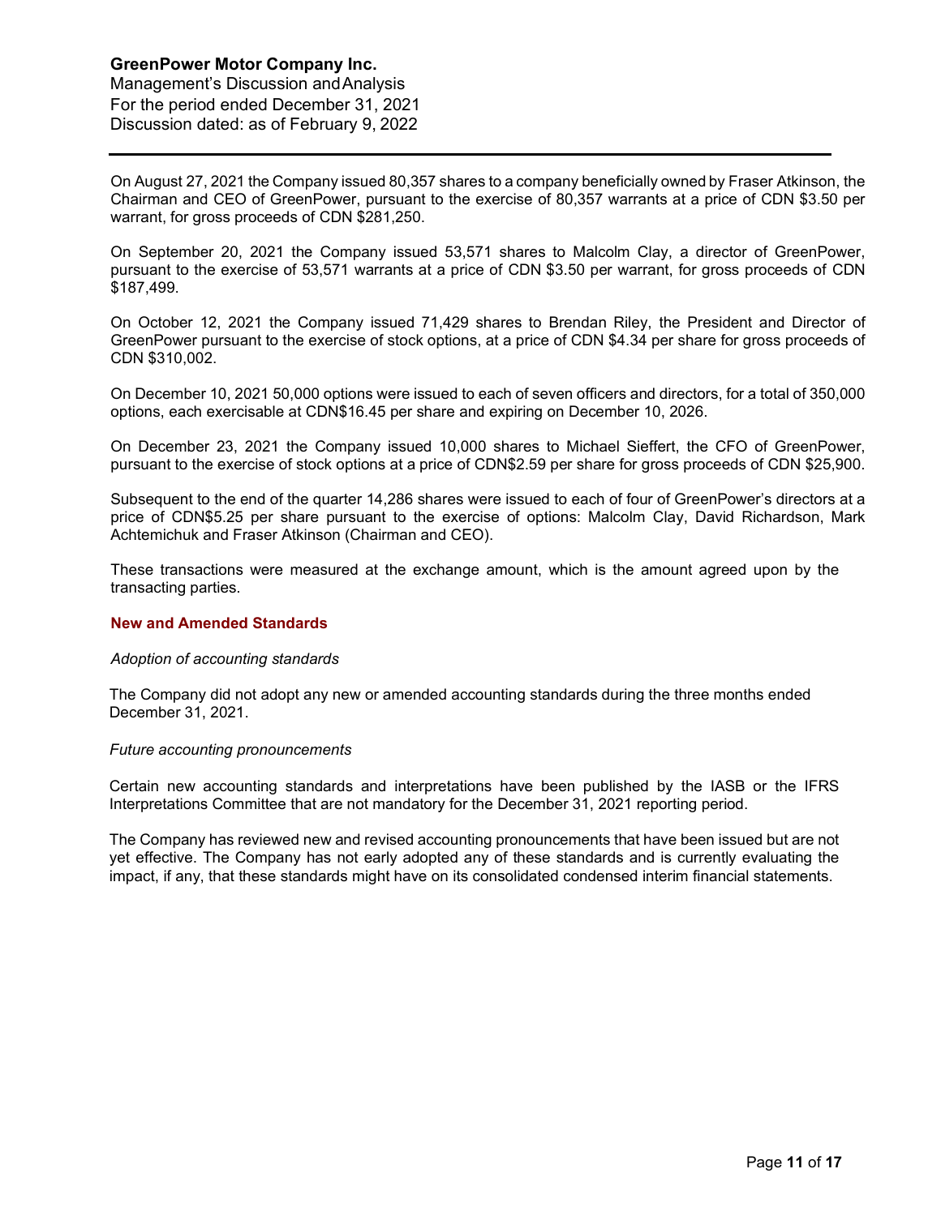On August 27, 2021 the Company issued 80,357 shares to a company beneficially owned by Fraser Atkinson, the Chairman and CEO of GreenPower, pursuant to the exercise of 80,357 warrants at a price of CDN $3.50 per warrant, for gross proceeds of CDN $281,250.

On September 20, 2021 the Company issued 53,571 shares to Malcolm Clay, a director of GreenPower, pursuant to the exercise of 53,571 warrants at a price of CDN $3.50 per warrant, for gross proceeds of CDN $187,499.

On October 12, 2021 the Company issued 71,429 shares to Brendan Riley, the President and Director of GreenPower pursuant to the exercise of stock options, at a price of CDN $4.34 per share for gross proceeds of CDN $310,002.

On December 10, 2021 50,000 options were issued to each of seven officers and directors, for a total of 350,000 options, each exercisable at CDN$16.45 per share and expiring on December 10, 2026.

On December 23, 2021 the Company issued 10,000 shares to Michael Sieffert, the CFO of GreenPower, pursuant to the exercise of stock options at a price of CDN$2.59 per share for gross proceeds of CDN $25,900.

Subsequent to the end of the quarter 14,286 shares were issued to each of four of GreenPower's directors at a price of CDN$5.25 per share pursuant to the exercise of options: Malcolm Clay, David Richardson, Mark Achtemichuk and Fraser Atkinson (Chairman and CEO).

These transactions were measured at the exchange amount, which is the amount agreed upon by the transacting parties.

## New and Amended Standards

*Adoption of accounting standards*

The Company did not adopt any new or amended accounting standards during the three months ended December 31, 2021.

*Future accounting pronouncements*

Certain new accounting standards and interpretations have been published by the IASB or the IFRS Interpretations Committee that are not mandatory for the December 31, 2021 reporting period.

The Company has reviewed new and revised accounting pronouncements that have been issued but are not yet effective. The Company has not early adopted any of these standards and is currently evaluating the impact, if any, that these standards might have on its consolidated condensed interim financial statements.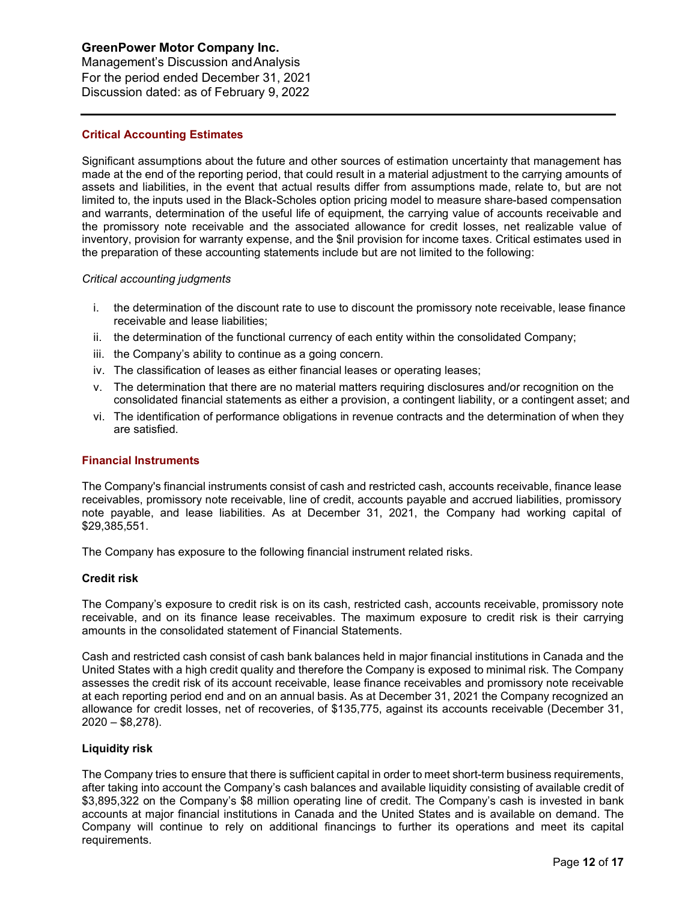## Critical Accounting Estimates

Significant assumptions about the future and other sources of estimation uncertainty that management has made at the end of the reporting period, that could result in a material adjustment to the carrying amounts of assets and liabilities, in the event that actual results differ from assumptions made, relate to, but are not limited to, the inputs used in the Black-Scholes option pricing model to measure share-based compensation and warrants, determination of the useful life of equipment, the carrying value of accounts receivable and the promissory note receivable and the associated allowance for credit losses, net realizable value of inventory, provision for warranty expense, and the $nil provision for income taxes. Critical estimates used in the preparation of these accounting statements include but are not limited to the following:

*Critical accounting judgments*

i. the determination of the discount rate to use to discount the promissory note receivable, lease finance receivable and lease liabilities;
ii. the determination of the functional currency of each entity within the consolidated Company;
iii. the Company's ability to continue as a going concern.
iv. The classification of leases as either financial leases or operating leases;
v. The determination that there are no material matters requiring disclosures and/or recognition on the consolidated financial statements as either a provision, a contingent liability, or a contingent asset; and
vi. The identification of performance obligations in revenue contracts and the determination of when they are satisfied.

## Financial Instruments

The Company's financial instruments consist of cash and restricted cash, accounts receivable, finance lease receivables, promissory note receivable, line of credit, accounts payable and accrued liabilities, promissory note payable, and lease liabilities. As at December 31, 2021, the Company had working capital of $29,385,551.

The Company has exposure to the following financial instrument related risks.

### Credit risk

The Company's exposure to credit risk is on its cash, restricted cash, accounts receivable, promissory note receivable, and on its finance lease receivables. The maximum exposure to credit risk is their carrying amounts in the consolidated statement of Financial Statements.

Cash and restricted cash consist of cash bank balances held in major financial institutions in Canada and the United States with a high credit quality and therefore the Company is exposed to minimal risk. The Company assesses the credit risk of its account receivable, lease finance receivables and promissory note receivable at each reporting period end and on an annual basis. As at December 31, 2021 the Company recognized an allowance for credit losses, net of recoveries, of $135,775, against its accounts receivable (December 31, 2020 – $8,278).

### Liquidity risk

The Company tries to ensure that there is sufficient capital in order to meet short-term business requirements, after taking into account the Company's cash balances and available liquidity consisting of available credit of $3,895,322 on the Company's $8 million operating line of credit. The Company's cash is invested in bank accounts at major financial institutions in Canada and the United States and is available on demand. The Company will continue to rely on additional financings to further its operations and meet its capital requirements.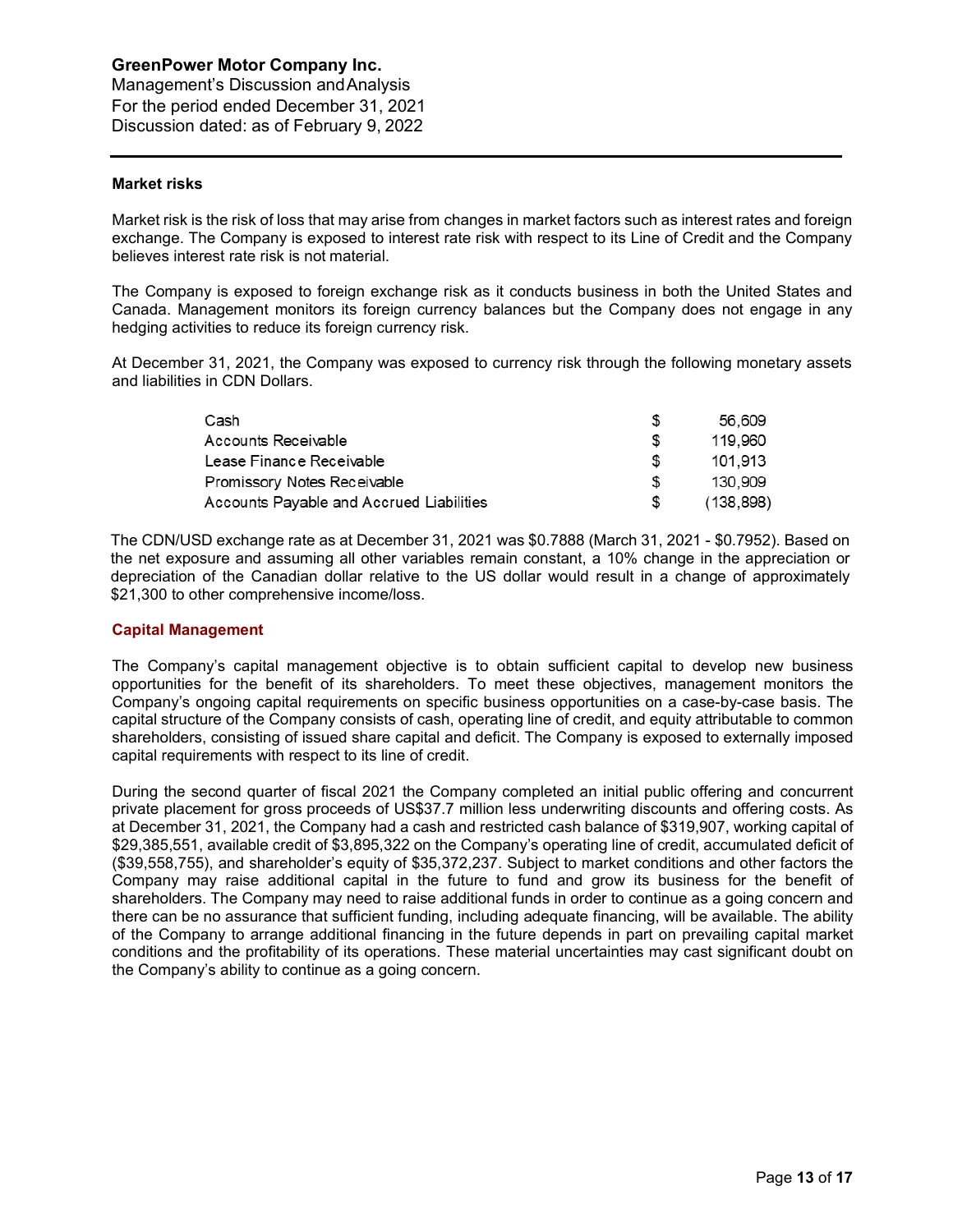GreenPower Motor Company Inc.
Management's Discussion and Analysis
For the period ended December 31, 2021
Discussion dated: as of February 9, 2022

**Market risks**

Market risk is the risk of loss that may arise from changes in market factors such as interest rates and foreign exchange. The Company is exposed to interest rate risk with respect to its Line of Credit and the Company believes interest rate risk is not material.

The Company is exposed to foreign exchange risk as it conducts business in both the United States and Canada. Management monitors its foreign currency balances but the Company does not engage in any hedging activities to reduce its foreign currency risk.

At December 31, 2021, the Company was exposed to currency risk through the following monetary assets and liabilities in CDN Dollars.

| | | |
|---|---|---|
| Cash | $ | 56,609 |
| Accounts Receivable | $ | 119,960 |
| Lease Finance Receivable | $ | 101,913 |
| Promissory Notes Receivable | $ | 130,909 |
| Accounts Payable and Accrued Liabilities | $ | (138,898) |

The CDN/USD exchange rate as at December 31, 2021 was $0.7888 (March 31, 2021 - $0.7952). Based on the net exposure and assuming all other variables remain constant, a 10% change in the appreciation or depreciation of the Canadian dollar relative to the US dollar would result in a change of approximately $21,300 to other comprehensive income/loss.

## Capital Management

The Company's capital management objective is to obtain sufficient capital to develop new business opportunities for the benefit of its shareholders. To meet these objectives, management monitors the Company's ongoing capital requirements on specific business opportunities on a case-by-case basis. The capital structure of the Company consists of cash, operating line of credit, and equity attributable to common shareholders, consisting of issued share capital and deficit. The Company is exposed to externally imposed capital requirements with respect to its line of credit.

During the second quarter of fiscal 2021 the Company completed an initial public offering and concurrent private placement for gross proceeds of US$37.7 million less underwriting discounts and offering costs. As at December 31, 2021, the Company had a cash and restricted cash balance of $319,907, working capital of $29,385,551, available credit of $3,895,322 on the Company's operating line of credit, accumulated deficit of ($39,558,755), and shareholder's equity of $35,372,237. Subject to market conditions and other factors the Company may raise additional capital in the future to fund and grow its business for the benefit of shareholders. The Company may need to raise additional funds in order to continue as a going concern and there can be no assurance that sufficient funding, including adequate financing, will be available. The ability of the Company to arrange additional financing in the future depends in part on prevailing capital market conditions and the profitability of its operations. These material uncertainties may cast significant doubt on the Company's ability to continue as a going concern.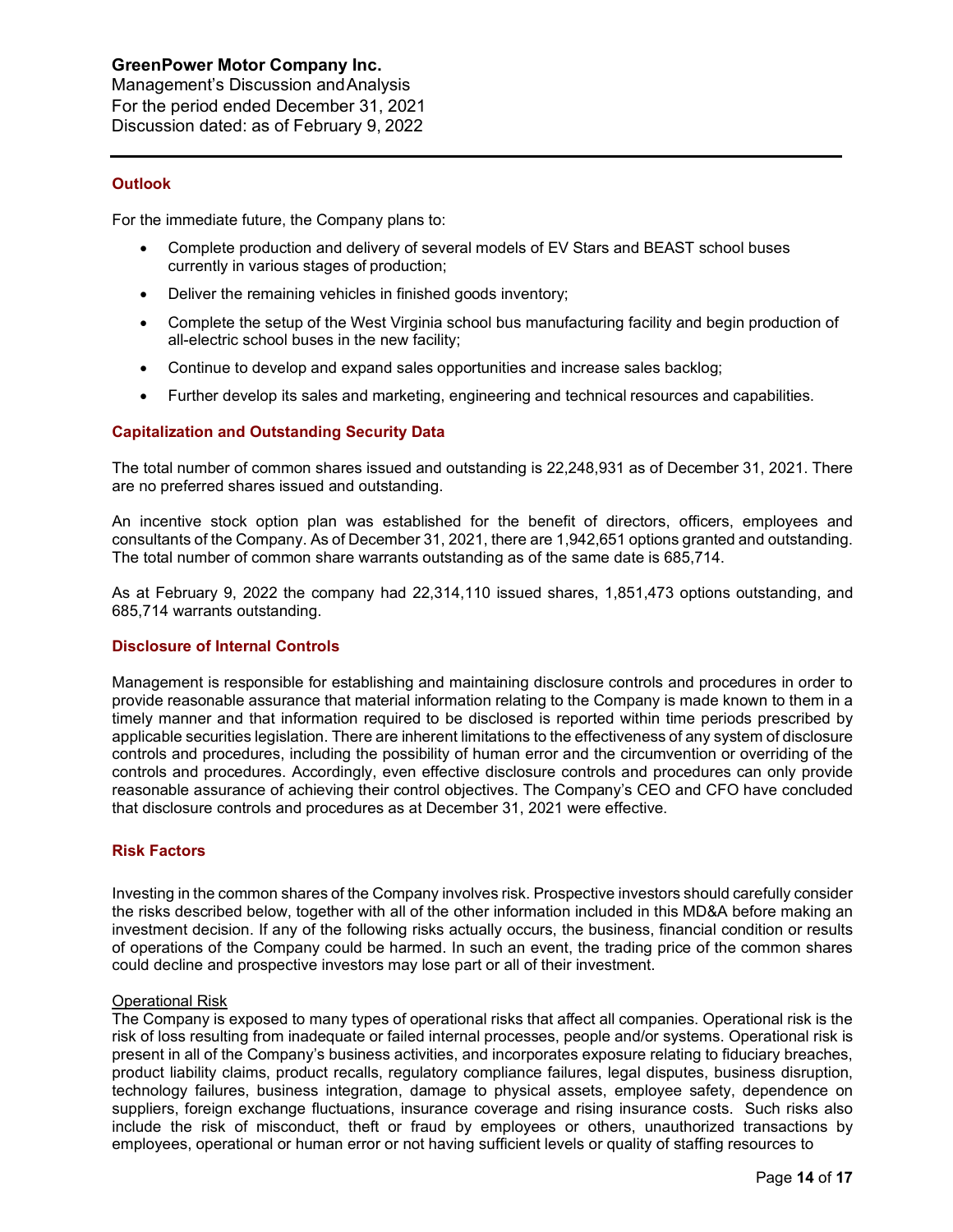## Outlook

For the immediate future, the Company plans to:

- Complete production and delivery of several models of EV Stars and BEAST school buses currently in various stages of production;
- Deliver the remaining vehicles in finished goods inventory;
- Complete the setup of the West Virginia school bus manufacturing facility and begin production of all-electric school buses in the new facility;
- Continue to develop and expand sales opportunities and increase sales backlog;
- Further develop its sales and marketing, engineering and technical resources and capabilities.

## Capitalization and Outstanding Security Data

The total number of common shares issued and outstanding is 22,248,931 as of December 31, 2021. There are no preferred shares issued and outstanding.

An incentive stock option plan was established for the benefit of directors, officers, employees and consultants of the Company. As of December 31, 2021, there are 1,942,651 options granted and outstanding. The total number of common share warrants outstanding as of the same date is 685,714.

As at February 9, 2022 the company had 22,314,110 issued shares, 1,851,473 options outstanding, and 685,714 warrants outstanding.

## Disclosure of Internal Controls

Management is responsible for establishing and maintaining disclosure controls and procedures in order to provide reasonable assurance that material information relating to the Company is made known to them in a timely manner and that information required to be disclosed is reported within time periods prescribed by applicable securities legislation. There are inherent limitations to the effectiveness of any system of disclosure controls and procedures, including the possibility of human error and the circumvention or overriding of the controls and procedures. Accordingly, even effective disclosure controls and procedures can only provide reasonable assurance of achieving their control objectives. The Company's CEO and CFO have concluded that disclosure controls and procedures as at December 31, 2021 were effective.

## Risk Factors

Investing in the common shares of the Company involves risk. Prospective investors should carefully consider the risks described below, together with all of the other information included in this MD&A before making an investment decision. If any of the following risks actually occurs, the business, financial condition or results of operations of the Company could be harmed. In such an event, the trading price of the common shares could decline and prospective investors may lose part or all of their investment.

Operational Risk

The Company is exposed to many types of operational risks that affect all companies. Operational risk is the risk of loss resulting from inadequate or failed internal processes, people and/or systems. Operational risk is present in all of the Company's business activities, and incorporates exposure relating to fiduciary breaches, product liability claims, product recalls, regulatory compliance failures, legal disputes, business disruption, technology failures, business integration, damage to physical assets, employee safety, dependence on suppliers, foreign exchange fluctuations, insurance coverage and rising insurance costs. Such risks also include the risk of misconduct, theft or fraud by employees or others, unauthorized transactions by employees, operational or human error or not having sufficient levels or quality of staffing resources to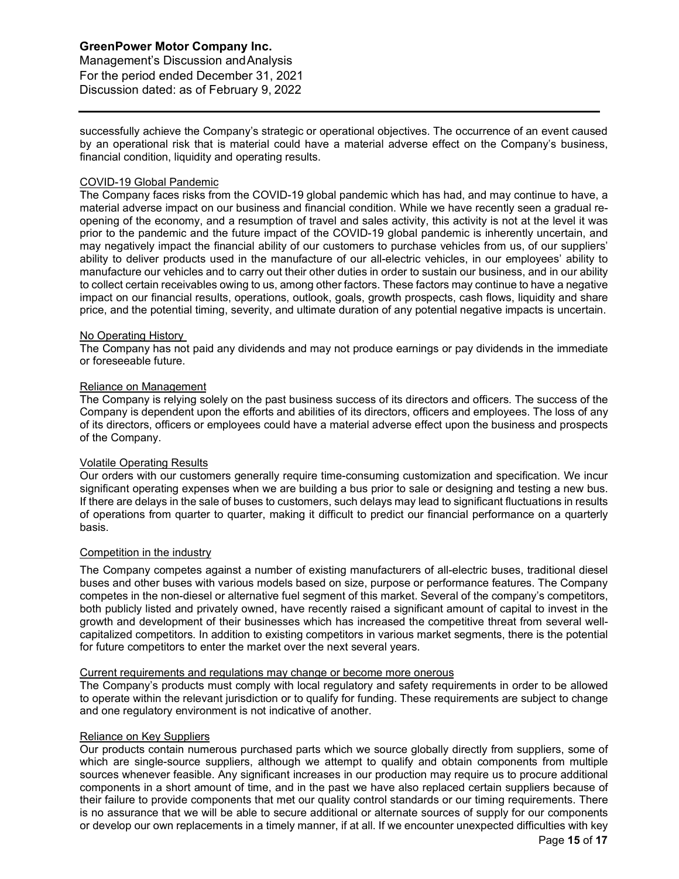successfully achieve the Company's strategic or operational objectives. The occurrence of an event caused by an operational risk that is material could have a material adverse effect on the Company's business, financial condition, liquidity and operating results.

#### COVID-19 Global Pandemic

The Company faces risks from the COVID-19 global pandemic which has had, and may continue to have, a material adverse impact on our business and financial condition. While we have recently seen a gradual re-opening of the economy, and a resumption of travel and sales activity, this activity is not at the level it was prior to the pandemic and the future impact of the COVID-19 global pandemic is inherently uncertain, and may negatively impact the financial ability of our customers to purchase vehicles from us, of our suppliers' ability to deliver products used in the manufacture of our all-electric vehicles, in our employees' ability to manufacture our vehicles and to carry out their other duties in order to sustain our business, and in our ability to collect certain receivables owing to us, among other factors. These factors may continue to have a negative impact on our financial results, operations, outlook, goals, growth prospects, cash flows, liquidity and share price, and the potential timing, severity, and ultimate duration of any potential negative impacts is uncertain.

#### No Operating History

The Company has not paid any dividends and may not produce earnings or pay dividends in the immediate or foreseeable future.

#### Reliance on Management

The Company is relying solely on the past business success of its directors and officers. The success of the Company is dependent upon the efforts and abilities of its directors, officers and employees. The loss of any of its directors, officers or employees could have a material adverse effect upon the business and prospects of the Company.

#### Volatile Operating Results

Our orders with our customers generally require time-consuming customization and specification. We incur significant operating expenses when we are building a bus prior to sale or designing and testing a new bus. If there are delays in the sale of buses to customers, such delays may lead to significant fluctuations in results of operations from quarter to quarter, making it difficult to predict our financial performance on a quarterly basis.

#### Competition in the industry

The Company competes against a number of existing manufacturers of all-electric buses, traditional diesel buses and other buses with various models based on size, purpose or performance features. The Company competes in the non-diesel or alternative fuel segment of this market. Several of the company's competitors, both publicly listed and privately owned, have recently raised a significant amount of capital to invest in the growth and development of their businesses which has increased the competitive threat from several well-capitalized competitors. In addition to existing competitors in various market segments, there is the potential for future competitors to enter the market over the next several years.

#### Current requirements and regulations may change or become more onerous

The Company's products must comply with local regulatory and safety requirements in order to be allowed to operate within the relevant jurisdiction or to qualify for funding. These requirements are subject to change and one regulatory environment is not indicative of another.

#### Reliance on Key Suppliers

Our products contain numerous purchased parts which we source globally directly from suppliers, some of which are single-source suppliers, although we attempt to qualify and obtain components from multiple sources whenever feasible. Any significant increases in our production may require us to procure additional components in a short amount of time, and in the past we have also replaced certain suppliers because of their failure to provide components that met our quality control standards or our timing requirements. There is no assurance that we will be able to secure additional or alternate sources of supply for our components or develop our own replacements in a timely manner, if at all. If we encounter unexpected difficulties with key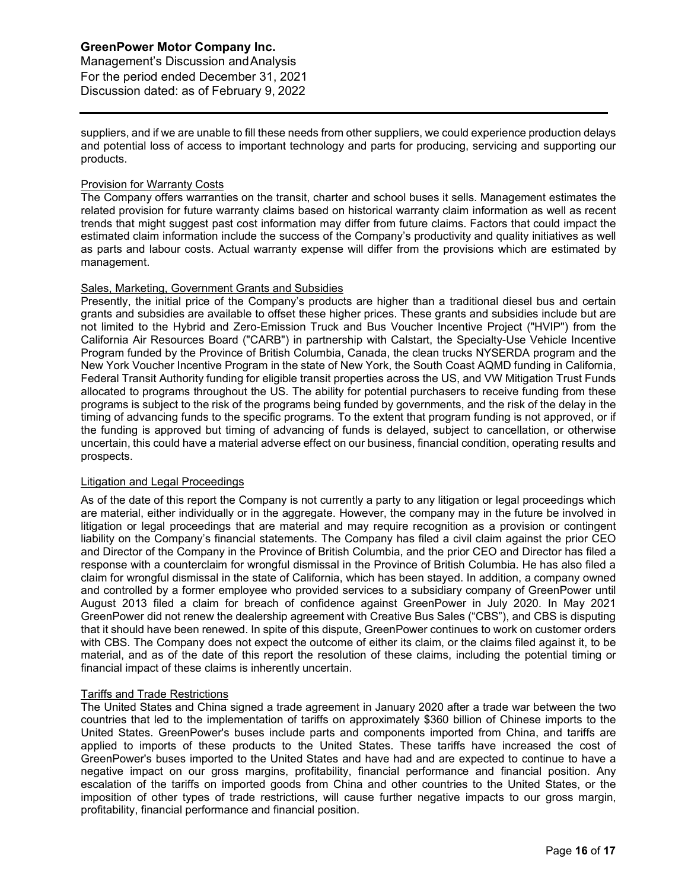suppliers, and if we are unable to fill these needs from other suppliers, we could experience production delays and potential loss of access to important technology and parts for producing, servicing and supporting our products.

### Provision for Warranty Costs

The Company offers warranties on the transit, charter and school buses it sells. Management estimates the related provision for future warranty claims based on historical warranty claim information as well as recent trends that might suggest past cost information may differ from future claims. Factors that could impact the estimated claim information include the success of the Company's productivity and quality initiatives as well as parts and labour costs. Actual warranty expense will differ from the provisions which are estimated by management.

### Sales, Marketing, Government Grants and Subsidies

Presently, the initial price of the Company's products are higher than a traditional diesel bus and certain grants and subsidies are available to offset these higher prices. These grants and subsidies include but are not limited to the Hybrid and Zero-Emission Truck and Bus Voucher Incentive Project ("HVIP") from the California Air Resources Board ("CARB") in partnership with Calstart, the Specialty-Use Vehicle Incentive Program funded by the Province of British Columbia, Canada, the clean trucks NYSERDA program and the New York Voucher Incentive Program in the state of New York, the South Coast AQMD funding in California, Federal Transit Authority funding for eligible transit properties across the US, and VW Mitigation Trust Funds allocated to programs throughout the US. The ability for potential purchasers to receive funding from these programs is subject to the risk of the programs being funded by governments, and the risk of the delay in the timing of advancing funds to the specific programs. To the extent that program funding is not approved, or if the funding is approved but timing of advancing of funds is delayed, subject to cancellation, or otherwise uncertain, this could have a material adverse effect on our business, financial condition, operating results and prospects.

### Litigation and Legal Proceedings

As of the date of this report the Company is not currently a party to any litigation or legal proceedings which are material, either individually or in the aggregate. However, the company may in the future be involved in litigation or legal proceedings that are material and may require recognition as a provision or contingent liability on the Company's financial statements. The Company has filed a civil claim against the prior CEO and Director of the Company in the Province of British Columbia, and the prior CEO and Director has filed a response with a counterclaim for wrongful dismissal in the Province of British Columbia. He has also filed a claim for wrongful dismissal in the state of California, which has been stayed. In addition, a company owned and controlled by a former employee who provided services to a subsidiary company of GreenPower until August 2013 filed a claim for breach of confidence against GreenPower in July 2020. In May 2021 GreenPower did not renew the dealership agreement with Creative Bus Sales ("CBS"), and CBS is disputing that it should have been renewed. In spite of this dispute, GreenPower continues to work on customer orders with CBS. The Company does not expect the outcome of either its claim, or the claims filed against it, to be material, and as of the date of this report the resolution of these claims, including the potential timing or financial impact of these claims is inherently uncertain.

### Tariffs and Trade Restrictions

The United States and China signed a trade agreement in January 2020 after a trade war between the two countries that led to the implementation of tariffs on approximately $360 billion of Chinese imports to the United States. GreenPower's buses include parts and components imported from China, and tariffs are applied to imports of these products to the United States. These tariffs have increased the cost of GreenPower's buses imported to the United States and have had and are expected to continue to have a negative impact on our gross margins, profitability, financial performance and financial position. Any escalation of the tariffs on imported goods from China and other countries to the United States, or the imposition of other types of trade restrictions, will cause further negative impacts to our gross margin, profitability, financial performance and financial position.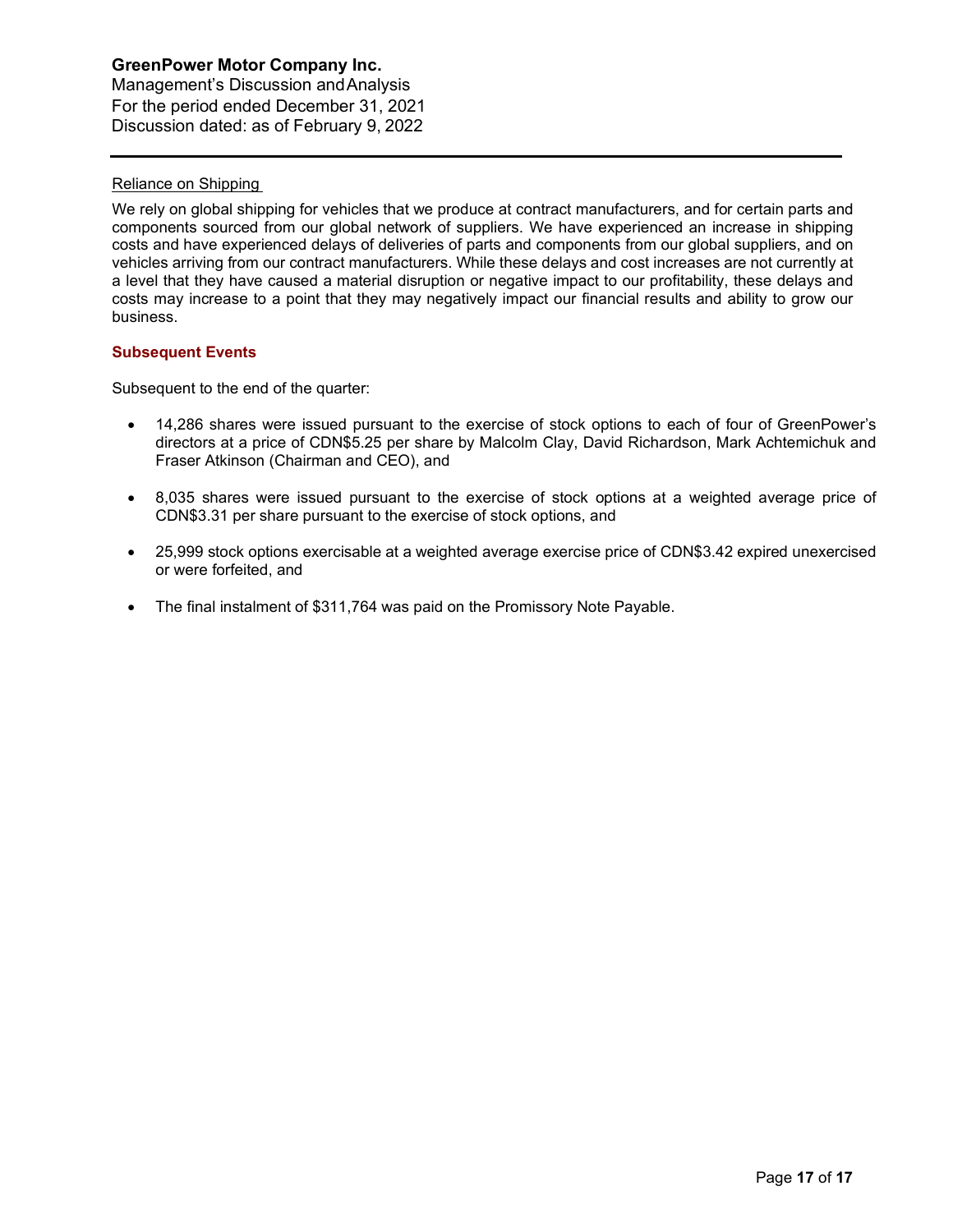Reliance on Shipping

We rely on global shipping for vehicles that we produce at contract manufacturers, and for certain parts and components sourced from our global network of suppliers. We have experienced an increase in shipping costs and have experienced delays of deliveries of parts and components from our global suppliers, and on vehicles arriving from our contract manufacturers. While these delays and cost increases are not currently at a level that they have caused a material disruption or negative impact to our profitability, these delays and costs may increase to a point that they may negatively impact our financial results and ability to grow our business.

## Subsequent Events

Subsequent to the end of the quarter:

- 14,286 shares were issued pursuant to the exercise of stock options to each of four of GreenPower's directors at a price of CDN$5.25 per share by Malcolm Clay, David Richardson, Mark Achtemichuk and Fraser Atkinson (Chairman and CEO), and
- 8,035 shares were issued pursuant to the exercise of stock options at a weighted average price of CDN$3.31 per share pursuant to the exercise of stock options, and
- 25,999 stock options exercisable at a weighted average exercise price of CDN$3.42 expired unexercised or were forfeited, and
- The final instalment of $311,764 was paid on the Promissory Note Payable.